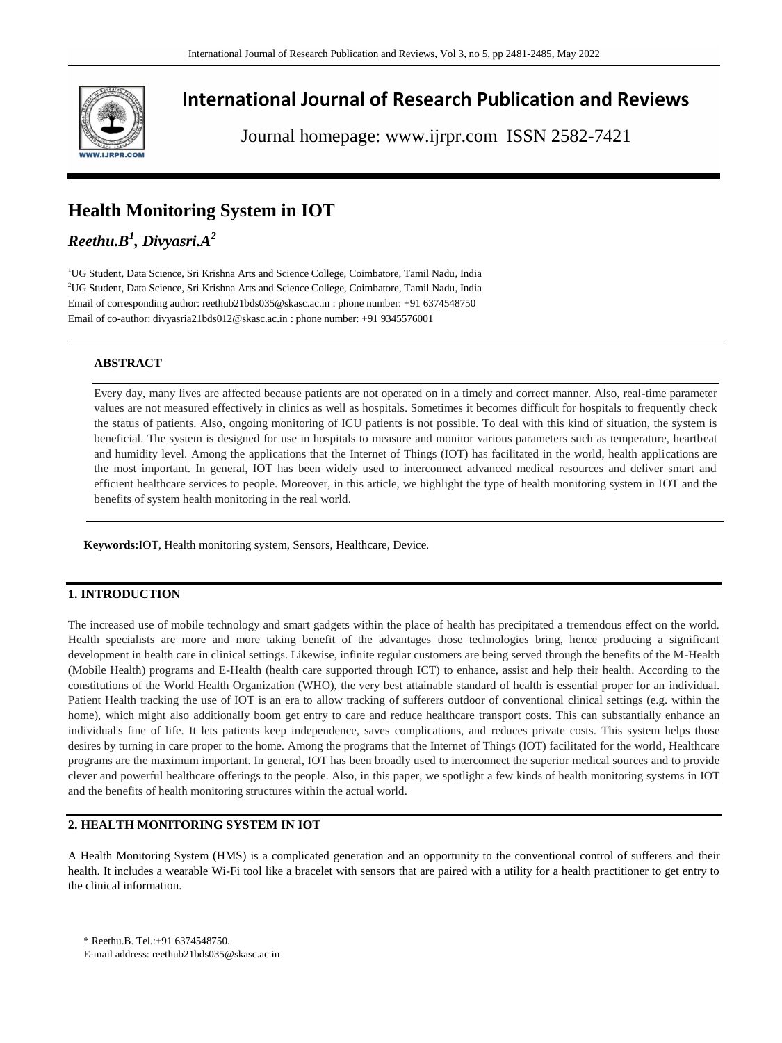# International Journal of Research Publication and Reviews

Journal homepage: www.ijrpr.com ISSN 2582-7421

## Health Monitoring System in IOT

***Reethu.B[1], Divyasri.A[2]***

[1]UG Student, Data Science, Sri Krishna Arts and Science College, Coimbatore, Tamil Nadu, India
[2]UG Student, Data Science, Sri Krishna Arts and Science College, Coimbatore, Tamil Nadu, India
Email of corresponding author: reethub21bds035@skasc.ac.in : phone number: +91 6374548750
Email of co-author: divyasria21bds012@skasc.ac.in : phone number: +91 9345576001

### ABSTRACT

Every day, many lives are affected because patients are not operated on in a timely and correct manner. Also, real-time parameter values are not measured effectively in clinics as well as hospitals. Sometimes it becomes difficult for hospitals to frequently check the status of patients. Also, ongoing monitoring of ICU patients is not possible. To deal with this kind of situation, the system is beneficial. The system is designed for use in hospitals to measure and monitor various parameters such as temperature, heartbeat and humidity level. Among the applications that the Internet of Things (IOT) has facilitated in the world, health applications are the most important. In general, IOT has been widely used to interconnect advanced medical resources and deliver smart and efficient healthcare services to people. Moreover, in this article, we highlight the type of health monitoring system in IOT and the benefits of system health monitoring in the real world.

**Keywords:**IOT, Health monitoring system, Sensors, Healthcare, Device.

### 1. INTRODUCTION

The increased use of mobile technology and smart gadgets within the place of health has precipitated a tremendous effect on the world. Health specialists are more and more taking benefit of the advantages those technologies bring, hence producing a significant development in health care in clinical settings. Likewise, infinite regular customers are being served through the benefits of the M-Health (Mobile Health) programs and E-Health (health care supported through ICT) to enhance, assist and help their health. According to the constitutions of the World Health Organization (WHO), the very best attainable standard of health is essential proper for an individual. Patient Health tracking the use of IOT is an era to allow tracking of sufferers outdoor of conventional clinical settings (e.g. within the home), which might also additionally boom get entry to care and reduce healthcare transport costs. This can substantially enhance an individual's fine of life. It lets patients keep independence, saves complications, and reduces private costs. This system helps those desires by turning in care proper to the home. Among the programs that the Internet of Things (IOT) facilitated for the world, Healthcare programs are the maximum important. In general, IOT has been broadly used to interconnect the superior medical sources and to provide clever and powerful healthcare offerings to the people. Also, in this paper, we spotlight a few kinds of health monitoring systems in IOT and the benefits of health monitoring structures within the actual world.

### 2. HEALTH MONITORING SYSTEM IN IOT

A Health Monitoring System (HMS) is a complicated generation and an opportunity to the conventional control of sufferers and their health. It includes a wearable Wi-Fi tool like a bracelet with sensors that are paired with a utility for a health practitioner to get entry to the clinical information.

\* Reethu.B. Tel.:+91 6374548750.
E-mail address: reethub21bds035@skasc.ac.in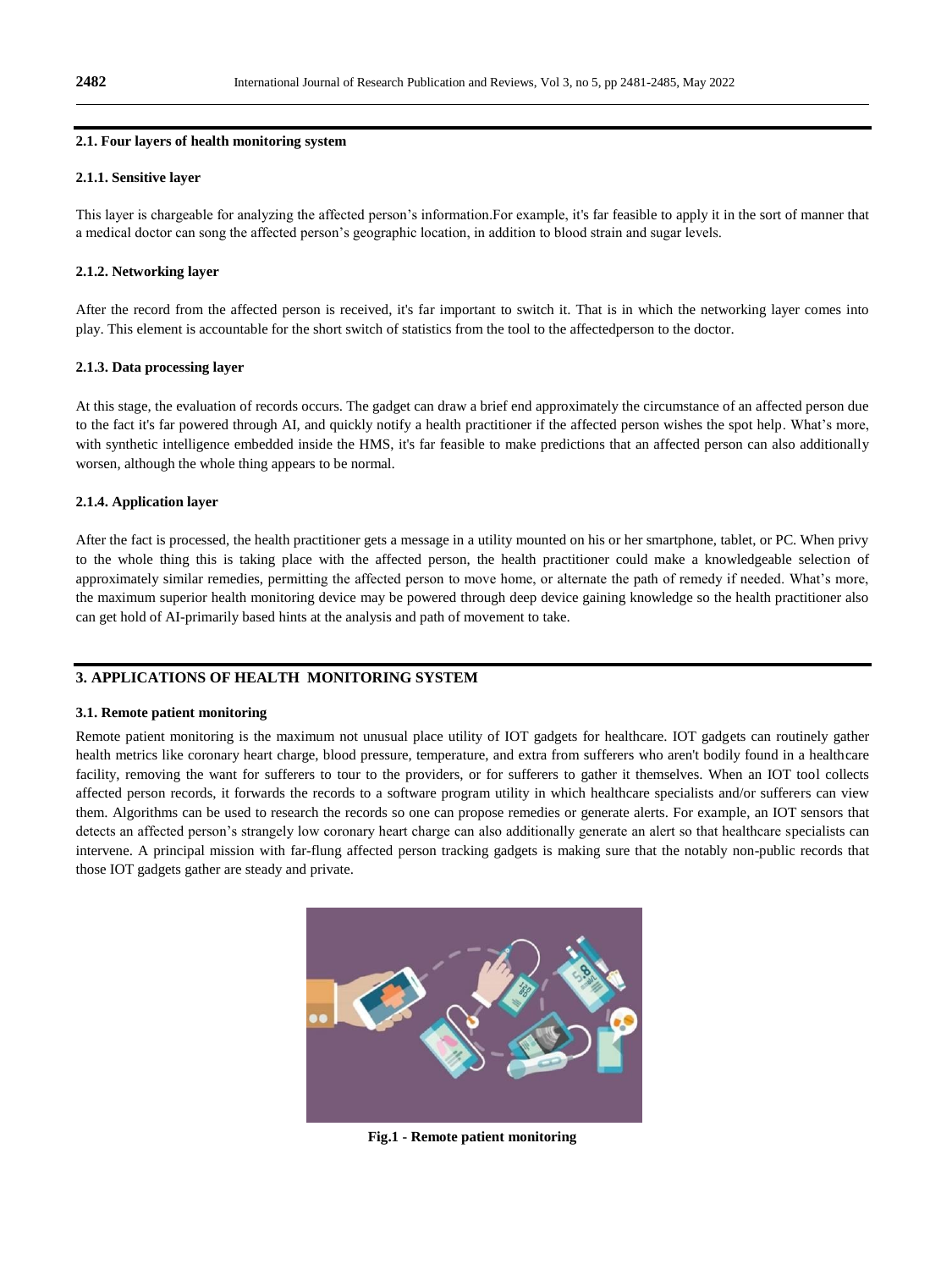### 2.1. Four layers of health monitoring system

#### 2.1.1. Sensitive layer

This layer is chargeable for analyzing the affected person's information.For example, it's far feasible to apply it in the sort of manner that a medical doctor can song the affected person's geographic location, in addition to blood strain and sugar levels.

#### 2.1.2. Networking layer

After the record from the affected person is received, it's far important to switch it. That is in which the networking layer comes into play. This element is accountable for the short switch of statistics from the tool to the affectedperson to the doctor.

#### 2.1.3. Data processing layer

At this stage, the evaluation of records occurs. The gadget can draw a brief end approximately the circumstance of an affected person due to the fact it's far powered through AI, and quickly notify a health practitioner if the affected person wishes the spot help. What's more, with synthetic intelligence embedded inside the HMS, it's far feasible to make predictions that an affected person can also additionally worsen, although the whole thing appears to be normal.

#### 2.1.4. Application layer

After the fact is processed, the health practitioner gets a message in a utility mounted on his or her smartphone, tablet, or PC. When privy to the whole thing this is taking place with the affected person, the health practitioner could make a knowledgeable selection of approximately similar remedies, permitting the affected person to move home, or alternate the path of remedy if needed. What's more, the maximum superior health monitoring device may be powered through deep device gaining knowledge so the health practitioner also can get hold of AI-primarily based hints at the analysis and path of movement to take.

## 3. APPLICATIONS OF HEALTH MONITORING SYSTEM

### 3.1. Remote patient monitoring

Remote patient monitoring is the maximum not unusual place utility of IOT gadgets for healthcare. IOT gadgets can routinely gather health metrics like coronary heart charge, blood pressure, temperature, and extra from sufferers who aren't bodily found in a healthcare facility, removing the want for sufferers to tour to the providers, or for sufferers to gather it themselves. When an IOT tool collects affected person records, it forwards the records to a software program utility in which healthcare specialists and/or sufferers can view them. Algorithms can be used to research the records so one can propose remedies or generate alerts. For example, an IOT sensors that detects an affected person's strangely low coronary heart charge can also additionally generate an alert so that healthcare specialists can intervene. A principal mission with far-flung affected person tracking gadgets is making sure that the notably non-public records that those IOT gadgets gather are steady and private.

**Fig.1 - Remote patient monitoring**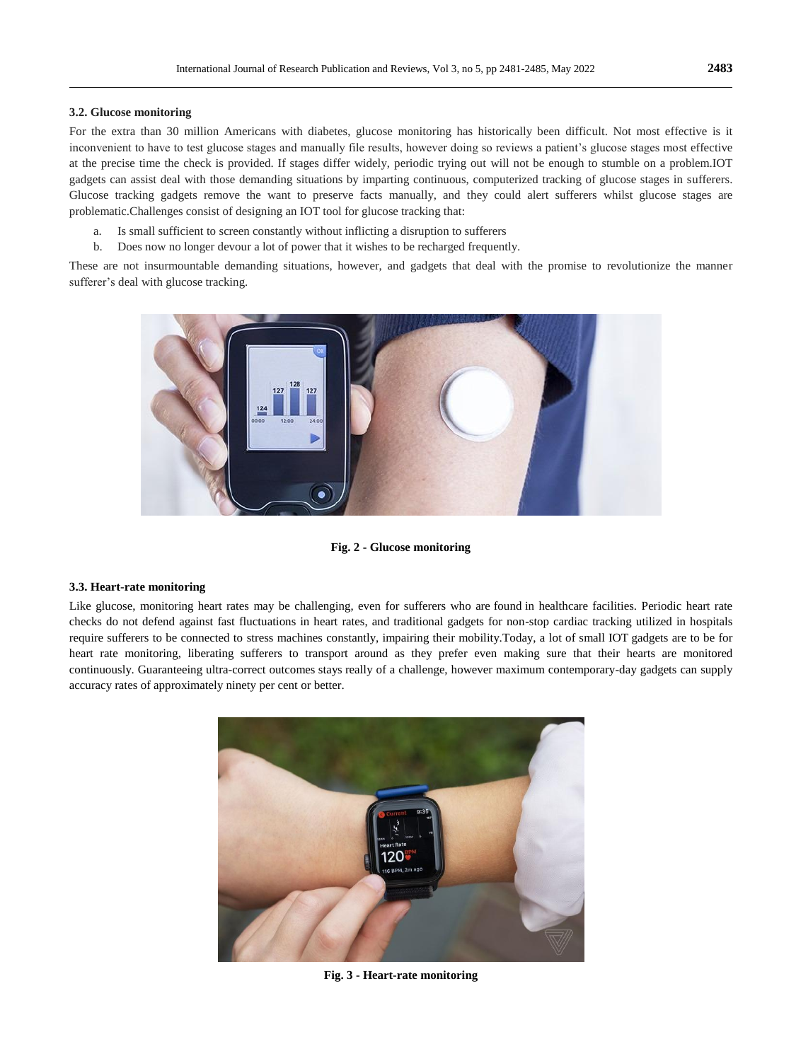### 3.2. Glucose monitoring

For the extra than 30 million Americans with diabetes, glucose monitoring has historically been difficult. Not most effective is it inconvenient to have to test glucose stages and manually file results, however doing so reviews a patient's glucose stages most effective at the precise time the check is provided. If stages differ widely, periodic trying out will not be enough to stumble on a problem.IOT gadgets can assist deal with those demanding situations by imparting continuous, computerized tracking of glucose stages in sufferers. Glucose tracking gadgets remove the want to preserve facts manually, and they could alert sufferers whilst glucose stages are problematic.Challenges consist of designing an IOT tool for glucose tracking that:

a. Is small sufficient to screen constantly without inflicting a disruption to sufferers
b. Does now no longer devour a lot of power that it wishes to be recharged frequently.

These are not insurmountable demanding situations, however, and gadgets that deal with the promise to revolutionize the manner sufferer's deal with glucose tracking.

**Fig. 2 - Glucose monitoring**

### 3.3. Heart-rate monitoring

Like glucose, monitoring heart rates may be challenging, even for sufferers who are found in healthcare facilities. Periodic heart rate checks do not defend against fast fluctuations in heart rates, and traditional gadgets for non-stop cardiac tracking utilized in hospitals require sufferers to be connected to stress machines constantly, impairing their mobility.Today, a lot of small IOT gadgets are to be for heart rate monitoring, liberating sufferers to transport around as they prefer even making sure that their hearts are monitored continuously. Guaranteeing ultra-correct outcomes stays really of a challenge, however maximum contemporary-day gadgets can supply accuracy rates of approximately ninety per cent or better.

**Fig. 3 - Heart-rate monitoring**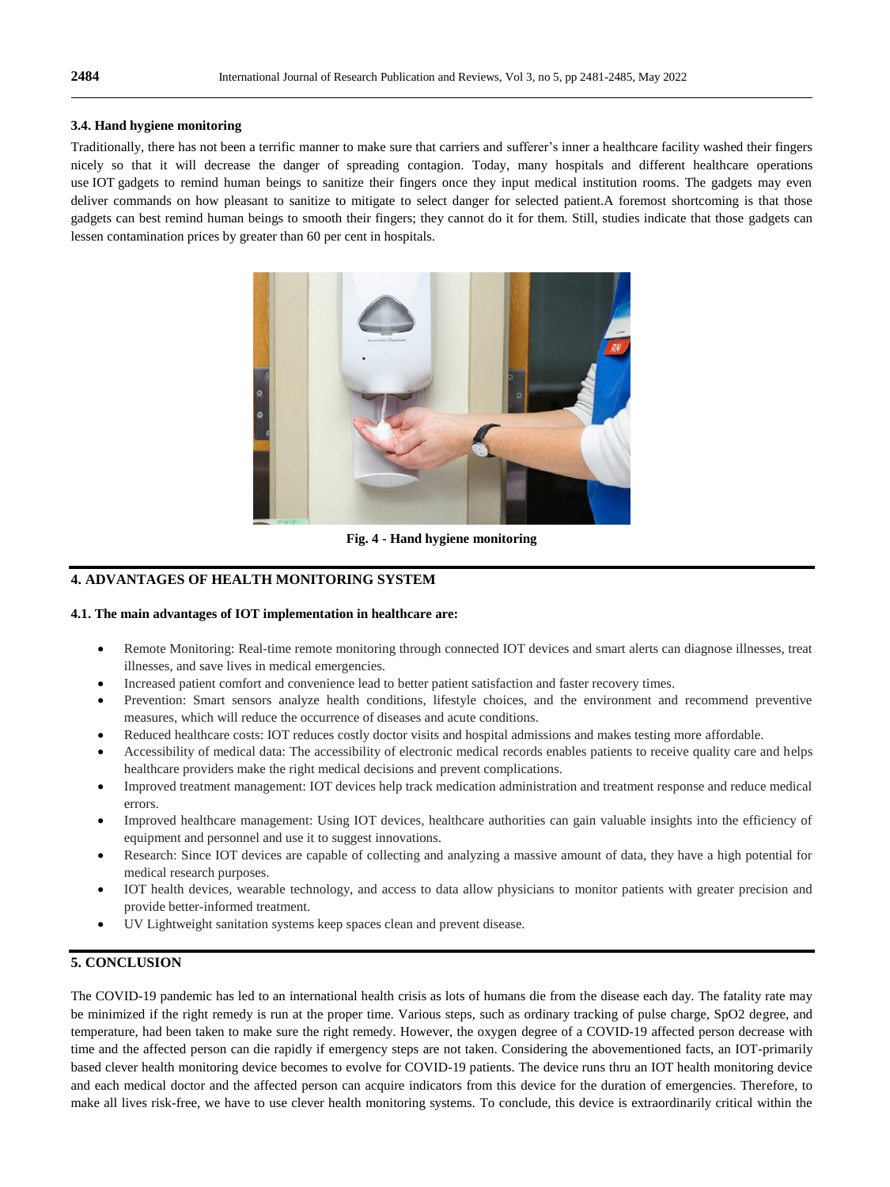### 3.4. Hand hygiene monitoring

Traditionally, there has not been a terrific manner to make sure that carriers and sufferer's inner a healthcare facility washed their fingers nicely so that it will decrease the danger of spreading contagion. Today, many hospitals and different healthcare operations use IOT gadgets to remind human beings to sanitize their fingers once they input medical institution rooms. The gadgets may even deliver commands on how pleasant to sanitize to mitigate to select danger for selected patient.A foremost shortcoming is that those gadgets can best remind human beings to smooth their fingers; they cannot do it for them. Still, studies indicate that those gadgets can lessen contamination prices by greater than 60 per cent in hospitals.

**Fig. 4 - Hand hygiene monitoring**

## 4. ADVANTAGES OF HEALTH MONITORING SYSTEM

### 4.1. The main advantages of IOT implementation in healthcare are:

- Remote Monitoring: Real-time remote monitoring through connected IOT devices and smart alerts can diagnose illnesses, treat illnesses, and save lives in medical emergencies.
- Increased patient comfort and convenience lead to better patient satisfaction and faster recovery times.
- Prevention: Smart sensors analyze health conditions, lifestyle choices, and the environment and recommend preventive measures, which will reduce the occurrence of diseases and acute conditions.
- Reduced healthcare costs: IOT reduces costly doctor visits and hospital admissions and makes testing more affordable.
- Accessibility of medical data: The accessibility of electronic medical records enables patients to receive quality care and helps healthcare providers make the right medical decisions and prevent complications.
- Improved treatment management: IOT devices help track medication administration and treatment response and reduce medical errors.
- Improved healthcare management: Using IOT devices, healthcare authorities can gain valuable insights into the efficiency of equipment and personnel and use it to suggest innovations.
- Research: Since IOT devices are capable of collecting and analyzing a massive amount of data, they have a high potential for medical research purposes.
- IOT health devices, wearable technology, and access to data allow physicians to monitor patients with greater precision and provide better-informed treatment.
- UV Lightweight sanitation systems keep spaces clean and prevent disease.

## 5. CONCLUSION

The COVID-19 pandemic has led to an international health crisis as lots of humans die from the disease each day. The fatality rate may be minimized if the right remedy is run at the proper time. Various steps, such as ordinary tracking of pulse charge, SpO2 degree, and temperature, had been taken to make sure the right remedy. However, the oxygen degree of a COVID-19 affected person decrease with time and the affected person can die rapidly if emergency steps are not taken. Considering the abovementioned facts, an IOT-primarily based clever health monitoring device becomes to evolve for COVID-19 patients. The device runs thru an IOT health monitoring device and each medical doctor and the affected person can acquire indicators from this device for the duration of emergencies. Therefore, to make all lives risk-free, we have to use clever health monitoring systems. To conclude, this device is extraordinarily critical within the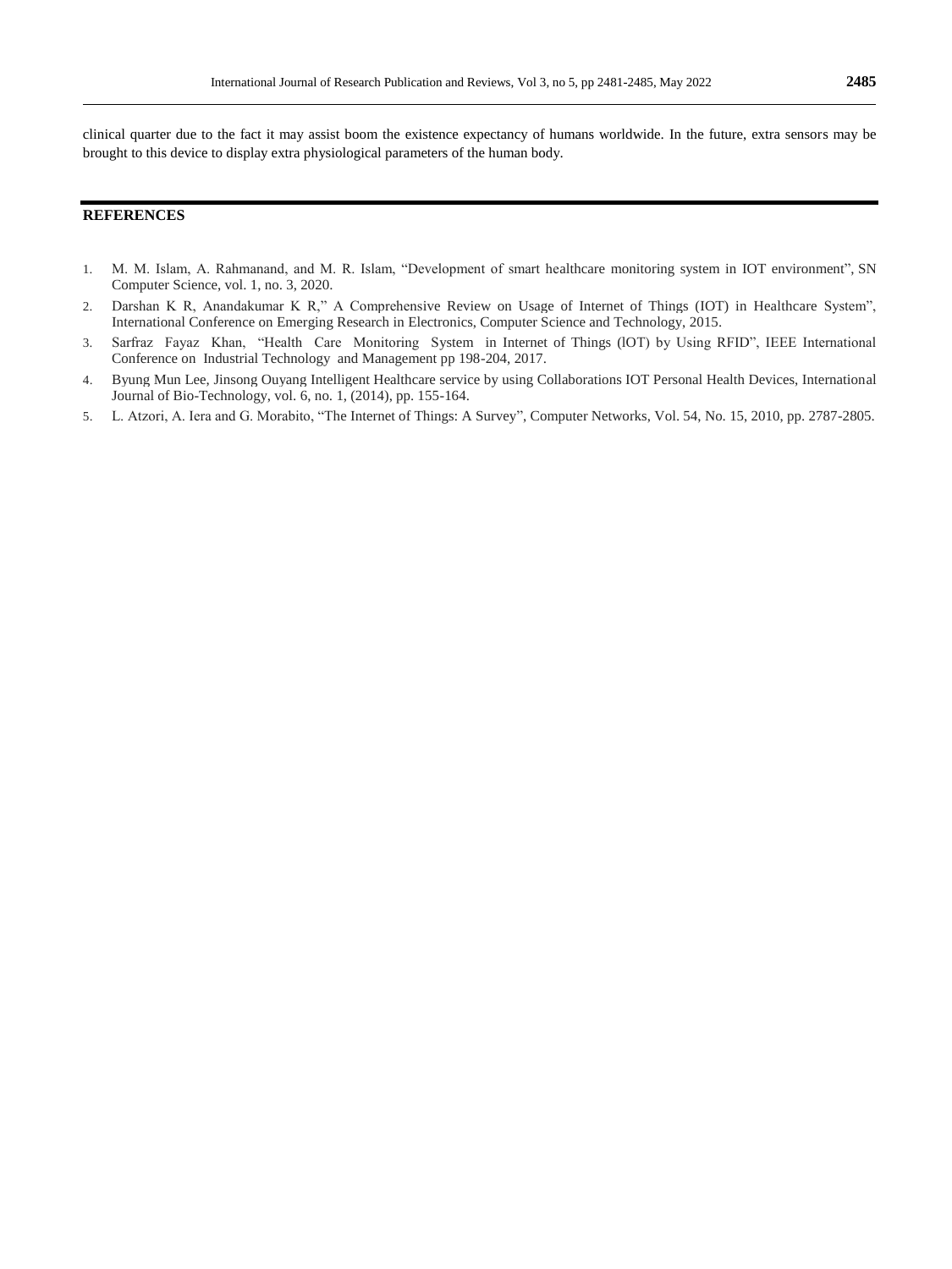clinical quarter due to the fact it may assist boom the existence expectancy of humans worldwide. In the future, extra sensors may be brought to this device to display extra physiological parameters of the human body.

## REFERENCES

1. M. M. Islam, A. Rahmanand, and M. R. Islam, "Development of smart healthcare monitoring system in IOT environment", SN Computer Science, vol. 1, no. 3, 2020.
2. Darshan K R, Anandakumar K R," A Comprehensive Review on Usage of Internet of Things (IOT) in Healthcare System", International Conference on Emerging Research in Electronics, Computer Science and Technology, 2015.
3. Sarfraz Fayaz Khan, "Health Care Monitoring System in Internet of Things (lOT) by Using RFID", IEEE International Conference on Industrial Technology and Management pp 198-204, 2017.
4. Byung Mun Lee, Jinsong Ouyang Intelligent Healthcare service by using Collaborations IOT Personal Health Devices, International Journal of Bio-Technology, vol. 6, no. 1, (2014), pp. 155-164.
5. L. Atzori, A. Iera and G. Morabito, "The Internet of Things: A Survey", Computer Networks, Vol. 54, No. 15, 2010, pp. 2787-2805.